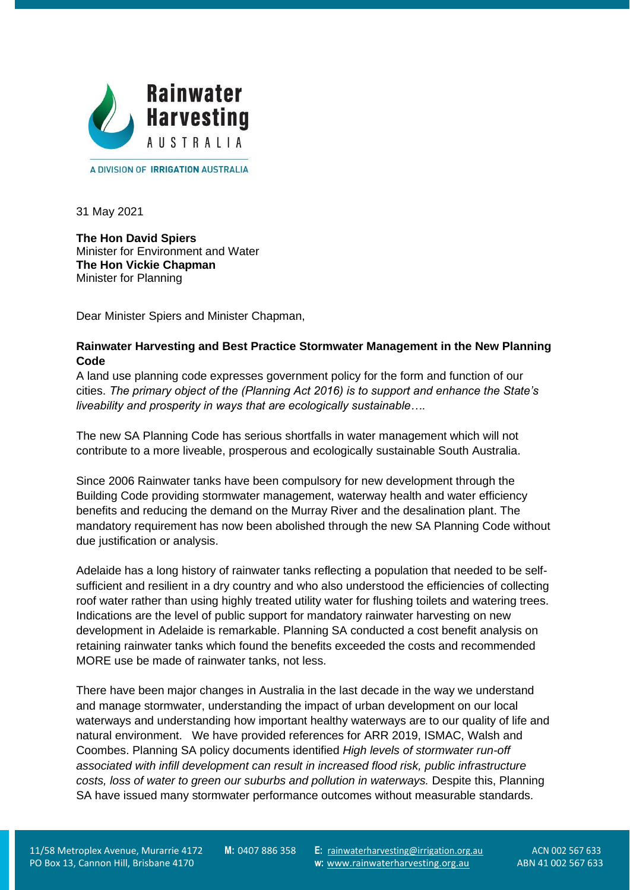31 May 2021

**The Hon David Spiers**
Minister for Environment and Water
**The Hon Vickie Chapman**
Minister for Planning

Dear Minister Spiers and Minister Chapman,

**Rainwater Harvesting and Best Practice Stormwater Management in the New Planning Code**

A land use planning code expresses government policy for the form and function of our cities. *The primary object of the (Planning Act 2016) is to support and enhance the State's liveability and prosperity in ways that are ecologically sustainable….*

The new SA Planning Code has serious shortfalls in water management which will not contribute to a more liveable, prosperous and ecologically sustainable South Australia.

Since 2006 Rainwater tanks have been compulsory for new development through the Building Code providing stormwater management, waterway health and water efficiency benefits and reducing the demand on the Murray River and the desalination plant. The mandatory requirement has now been abolished through the new SA Planning Code without due justification or analysis.

Adelaide has a long history of rainwater tanks reflecting a population that needed to be self-sufficient and resilient in a dry country and who also understood the efficiencies of collecting roof water rather than using highly treated utility water for flushing toilets and watering trees. Indications are the level of public support for mandatory rainwater harvesting on new development in Adelaide is remarkable. Planning SA conducted a cost benefit analysis on retaining rainwater tanks which found the benefits exceeded the costs and recommended MORE use be made of rainwater tanks, not less.

There have been major changes in Australia in the last decade in the way we understand and manage stormwater, understanding the impact of urban development on our local waterways and understanding how important healthy waterways are to our quality of life and natural environment. We have provided references for ARR 2019, ISMAC, Walsh and Coombes. Planning SA policy documents identified *High levels of stormwater run-off associated with infill development can result in increased flood risk, public infrastructure costs, loss of water to green our suburbs and pollution in waterways.* Despite this, Planning SA have issued many stormwater performance outcomes without measurable standards.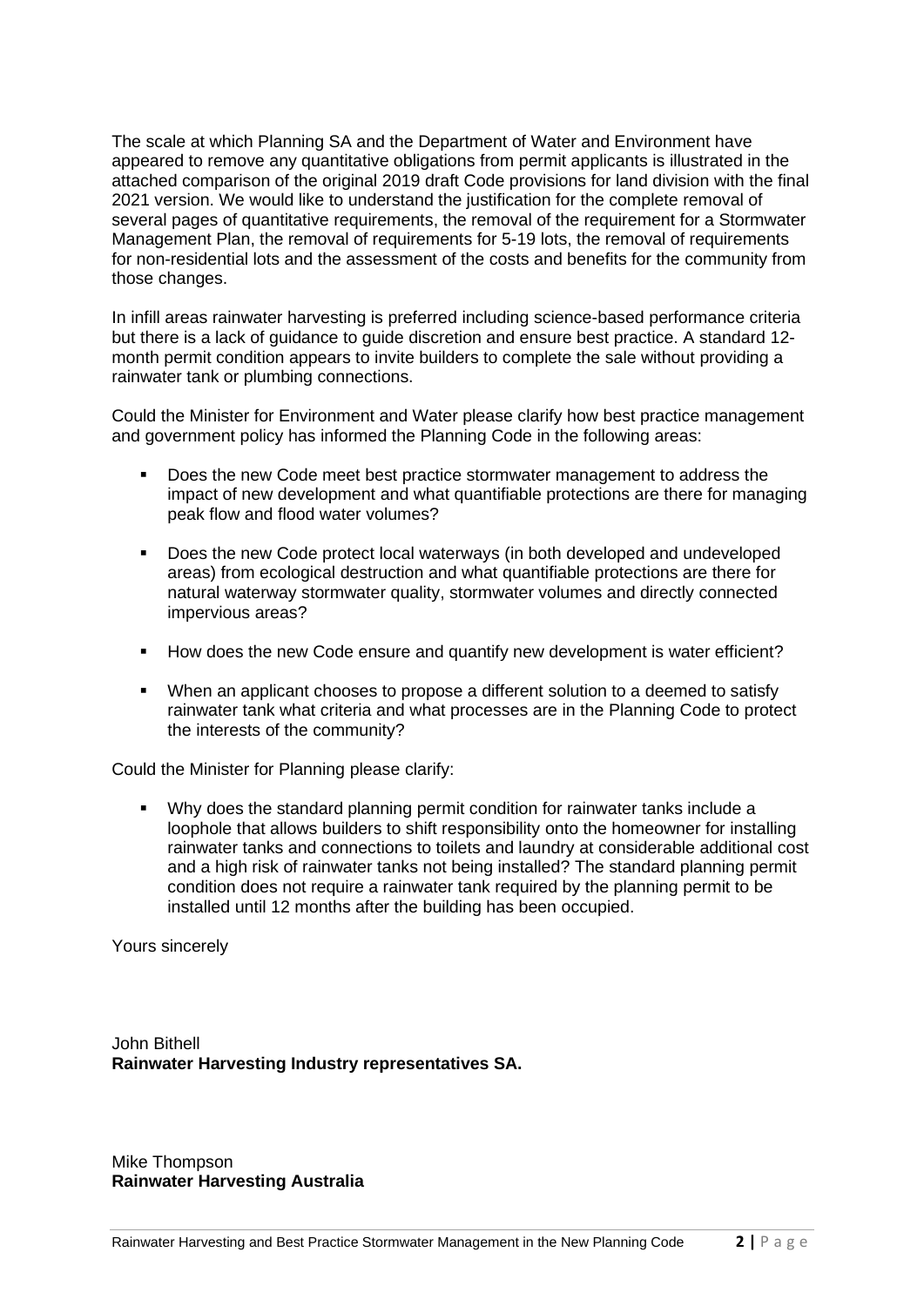The scale at which Planning SA and the Department of Water and Environment have appeared to remove any quantitative obligations from permit applicants is illustrated in the attached comparison of the original 2019 draft Code provisions for land division with the final 2021 version. We would like to understand the justification for the complete removal of several pages of quantitative requirements, the removal of the requirement for a Stormwater Management Plan, the removal of requirements for 5-19 lots, the removal of requirements for non-residential lots and the assessment of the costs and benefits for the community from those changes.

In infill areas rainwater harvesting is preferred including science-based performance criteria but there is a lack of guidance to guide discretion and ensure best practice. A standard 12-month permit condition appears to invite builders to complete the sale without providing a rainwater tank or plumbing connections.

Could the Minister for Environment and Water please clarify how best practice management and government policy has informed the Planning Code in the following areas:

- Does the new Code meet best practice stormwater management to address the impact of new development and what quantifiable protections are there for managing peak flow and flood water volumes?
- Does the new Code protect local waterways (in both developed and undeveloped areas) from ecological destruction and what quantifiable protections are there for natural waterway stormwater quality, stormwater volumes and directly connected impervious areas?
- How does the new Code ensure and quantify new development is water efficient?
- When an applicant chooses to propose a different solution to a deemed to satisfy rainwater tank what criteria and what processes are in the Planning Code to protect the interests of the community?

Could the Minister for Planning please clarify:

- Why does the standard planning permit condition for rainwater tanks include a loophole that allows builders to shift responsibility onto the homeowner for installing rainwater tanks and connections to toilets and laundry at considerable additional cost and a high risk of rainwater tanks not being installed? The standard planning permit condition does not require a rainwater tank required by the planning permit to be installed until 12 months after the building has been occupied.

Yours sincerely

John Bithell
**Rainwater Harvesting Industry representatives SA.**

Mike Thompson
**Rainwater Harvesting Australia**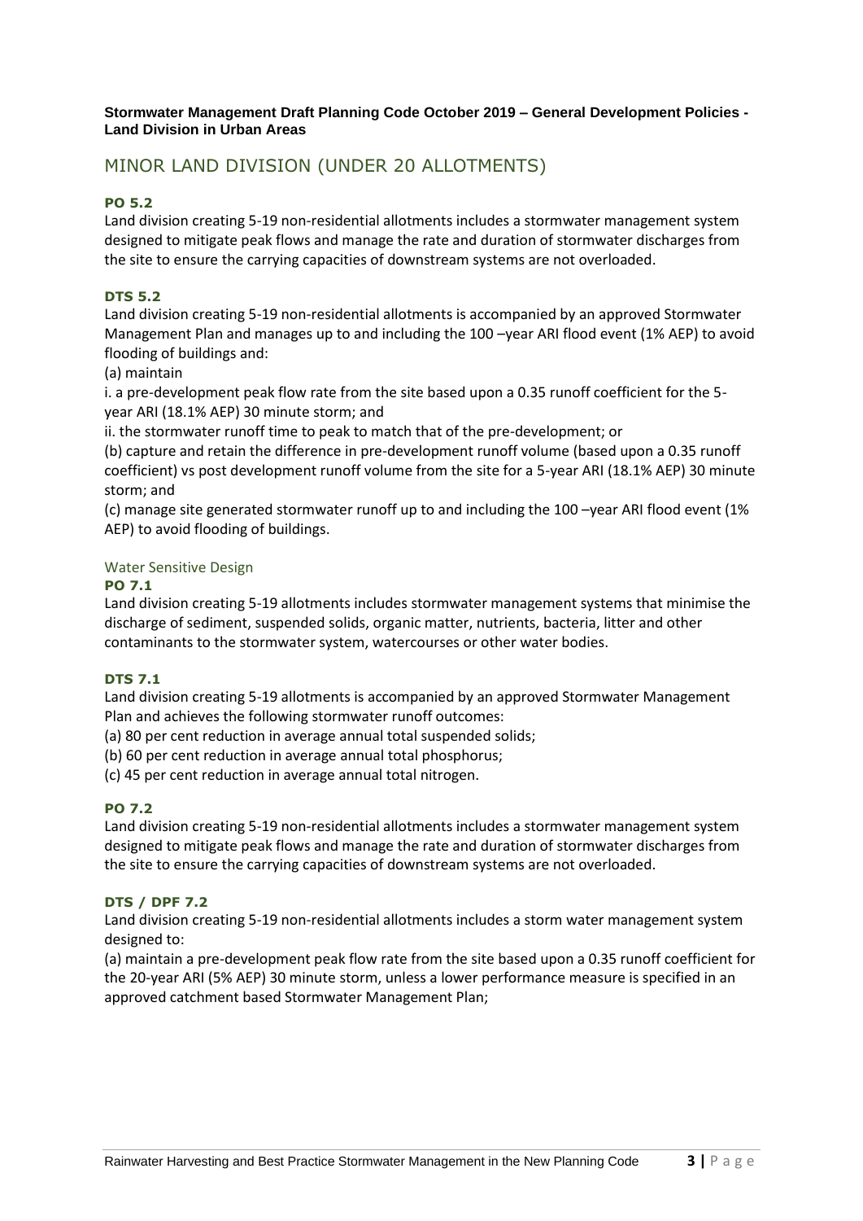**Stormwater Management Draft Planning Code October 2019 – General Development Policies - Land Division in Urban Areas**

## MINOR LAND DIVISION (UNDER 20 ALLOTMENTS)

**PO 5.2**

Land division creating 5-19 non-residential allotments includes a stormwater management system designed to mitigate peak flows and manage the rate and duration of stormwater discharges from the site to ensure the carrying capacities of downstream systems are not overloaded.

**DTS 5.2**

Land division creating 5-19 non-residential allotments is accompanied by an approved Stormwater Management Plan and manages up to and including the 100 –year ARI flood event (1% AEP) to avoid flooding of buildings and:

(a) maintain

i. a pre-development peak flow rate from the site based upon a 0.35 runoff coefficient for the 5-year ARI (18.1% AEP) 30 minute storm; and

ii. the stormwater runoff time to peak to match that of the pre-development; or

(b) capture and retain the difference in pre-development runoff volume (based upon a 0.35 runoff coefficient) vs post development runoff volume from the site for a 5-year ARI (18.1% AEP) 30 minute storm; and

(c) manage site generated stormwater runoff up to and including the 100 –year ARI flood event (1% AEP) to avoid flooding of buildings.

### Water Sensitive Design

**PO 7.1**

Land division creating 5-19 allotments includes stormwater management systems that minimise the discharge of sediment, suspended solids, organic matter, nutrients, bacteria, litter and other contaminants to the stormwater system, watercourses or other water bodies.

**DTS 7.1**

Land division creating 5-19 allotments is accompanied by an approved Stormwater Management Plan and achieves the following stormwater runoff outcomes:

(a) 80 per cent reduction in average annual total suspended solids;

(b) 60 per cent reduction in average annual total phosphorus;

(c) 45 per cent reduction in average annual total nitrogen.

**PO 7.2**

Land division creating 5-19 non-residential allotments includes a stormwater management system designed to mitigate peak flows and manage the rate and duration of stormwater discharges from the site to ensure the carrying capacities of downstream systems are not overloaded.

**DTS / DPF 7.2**

Land division creating 5-19 non-residential allotments includes a storm water management system designed to:

(a) maintain a pre-development peak flow rate from the site based upon a 0.35 runoff coefficient for the 20-year ARI (5% AEP) 30 minute storm, unless a lower performance measure is specified in an approved catchment based Stormwater Management Plan;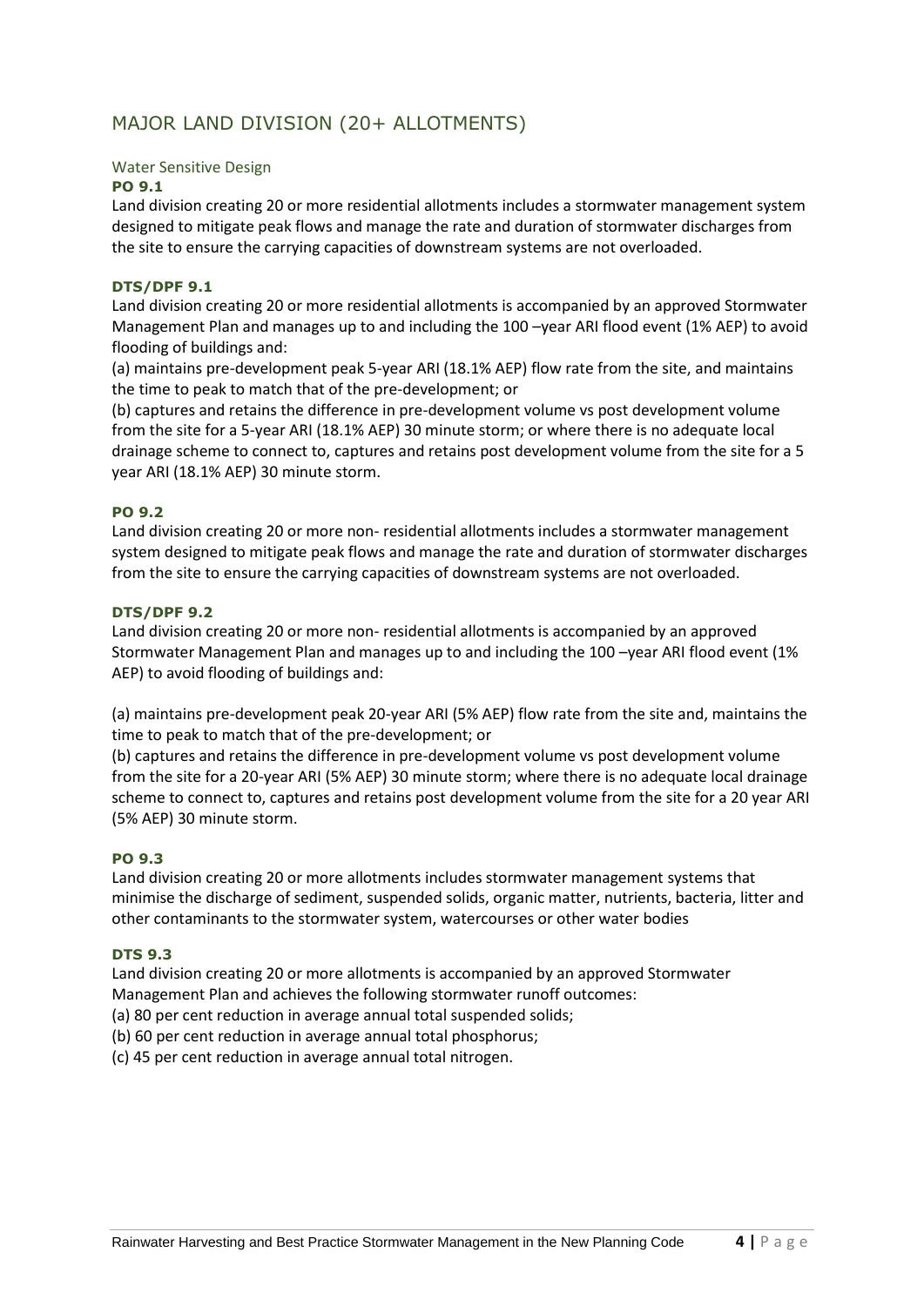## MAJOR LAND DIVISION (20+ ALLOTMENTS)

### Water Sensitive Design

**PO 9.1**

Land division creating 20 or more residential allotments includes a stormwater management system designed to mitigate peak flows and manage the rate and duration of stormwater discharges from the site to ensure the carrying capacities of downstream systems are not overloaded.

**DTS/DPF 9.1**

Land division creating 20 or more residential allotments is accompanied by an approved Stormwater Management Plan and manages up to and including the 100 –year ARI flood event (1% AEP) to avoid flooding of buildings and:

(a) maintains pre-development peak 5-year ARI (18.1% AEP) flow rate from the site, and maintains the time to peak to match that of the pre-development; or

(b) captures and retains the difference in pre-development volume vs post development volume from the site for a 5-year ARI (18.1% AEP) 30 minute storm; or where there is no adequate local drainage scheme to connect to, captures and retains post development volume from the site for a 5 year ARI (18.1% AEP) 30 minute storm.

**PO 9.2**

Land division creating 20 or more non- residential allotments includes a stormwater management system designed to mitigate peak flows and manage the rate and duration of stormwater discharges from the site to ensure the carrying capacities of downstream systems are not overloaded.

**DTS/DPF 9.2**

Land division creating 20 or more non- residential allotments is accompanied by an approved Stormwater Management Plan and manages up to and including the 100 –year ARI flood event (1% AEP) to avoid flooding of buildings and:

(a) maintains pre-development peak 20-year ARI (5% AEP) flow rate from the site and, maintains the time to peak to match that of the pre-development; or

(b) captures and retains the difference in pre-development volume vs post development volume from the site for a 20-year ARI (5% AEP) 30 minute storm; where there is no adequate local drainage scheme to connect to, captures and retains post development volume from the site for a 20 year ARI (5% AEP) 30 minute storm.

**PO 9.3**

Land division creating 20 or more allotments includes stormwater management systems that minimise the discharge of sediment, suspended solids, organic matter, nutrients, bacteria, litter and other contaminants to the stormwater system, watercourses or other water bodies

**DTS 9.3**

Land division creating 20 or more allotments is accompanied by an approved Stormwater Management Plan and achieves the following stormwater runoff outcomes:

(a) 80 per cent reduction in average annual total suspended solids;

(b) 60 per cent reduction in average annual total phosphorus;

(c) 45 per cent reduction in average annual total nitrogen.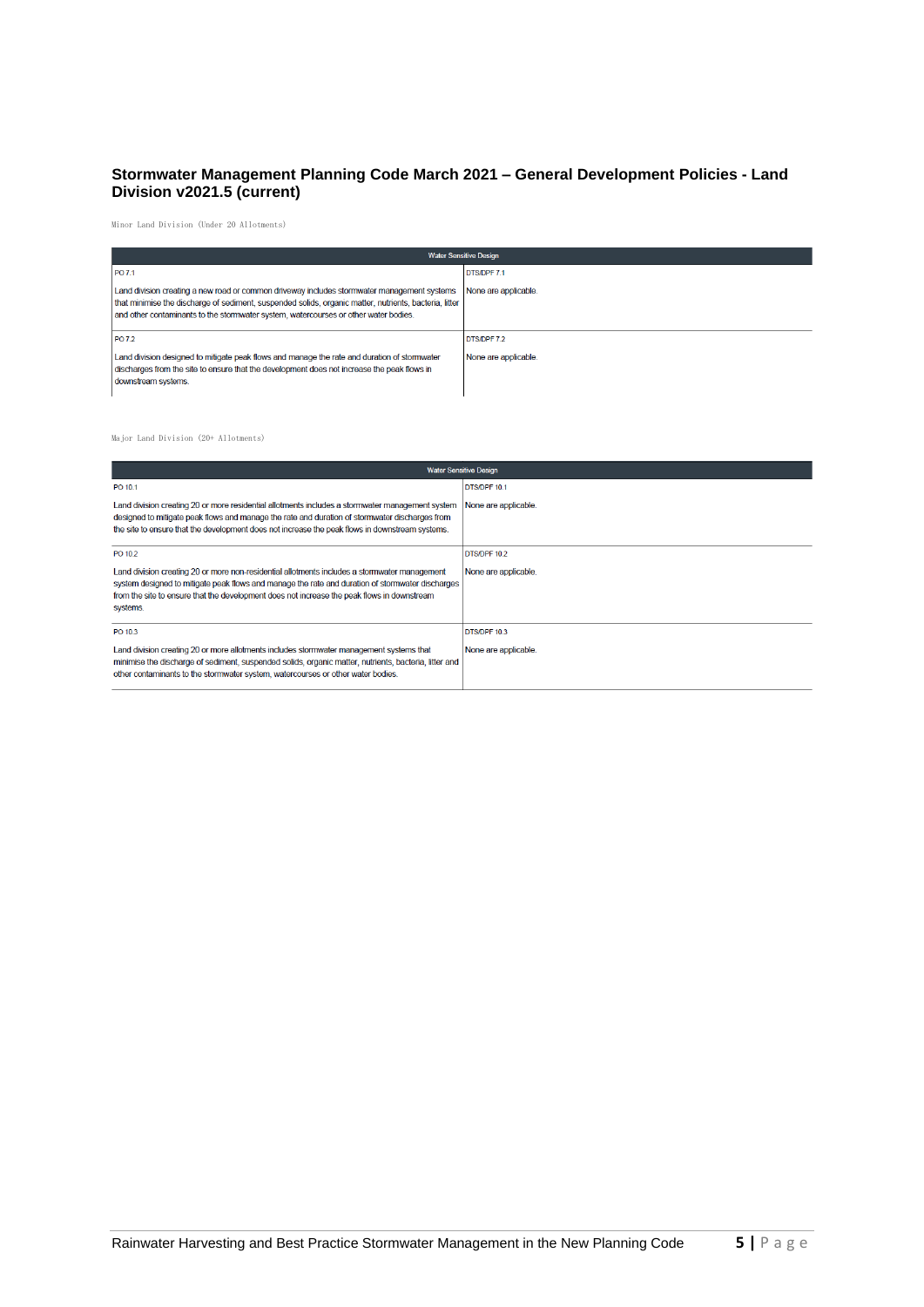### Stormwater Management Planning Code March 2021 – General Development Policies - Land Division v2021.5 (current)

Minor Land Division (Under 20 Allotments)

| Water Sensitive Design | |
|---|---|
| PO 7.1<br><br>Land division creating a new road or common driveway includes stormwater management systems that minimise the discharge of sediment, suspended solids, organic matter, nutrients, bacteria, litter and other contaminants to the stormwater system, watercourses or other water bodies. | DTS/DPF 7.1<br><br>None are applicable. |
| PO 7.2<br><br>Land division designed to mitigate peak flows and manage the rate and duration of stormwater discharges from the site to ensure that the development does not increase the peak flows in downstream systems. | DTS/DPF 7.2<br><br>None are applicable. |

Major Land Division (20+ Allotments)

| Water Sensitive Design | |
|---|---|
| PO 10.1<br><br>Land division creating 20 or more residential allotments includes a stormwater management system designed to mitigate peak flows and manage the rate and duration of stormwater discharges from the site to ensure that the development does not increase the peak flows in downstream systems. | DTS/DPF 10.1<br><br>None are applicable. |
| PO 10.2<br><br>Land division creating 20 or more non-residential allotments includes a stormwater management system designed to mitigate peak flows and manage the rate and duration of stormwater discharges from the site to ensure that the development does not increase the peak flows in downstream systems. | DTS/DPF 10.2<br><br>None are applicable. |
| PO 10.3<br><br>Land division creating 20 or more allotments includes stormwater management systems that minimise the discharge of sediment, suspended solids, organic matter, nutrients, bacteria, litter and other contaminants to the stormwater system, watercourses or other water bodies. | DTS/DPF 10.3<br><br>None are applicable. |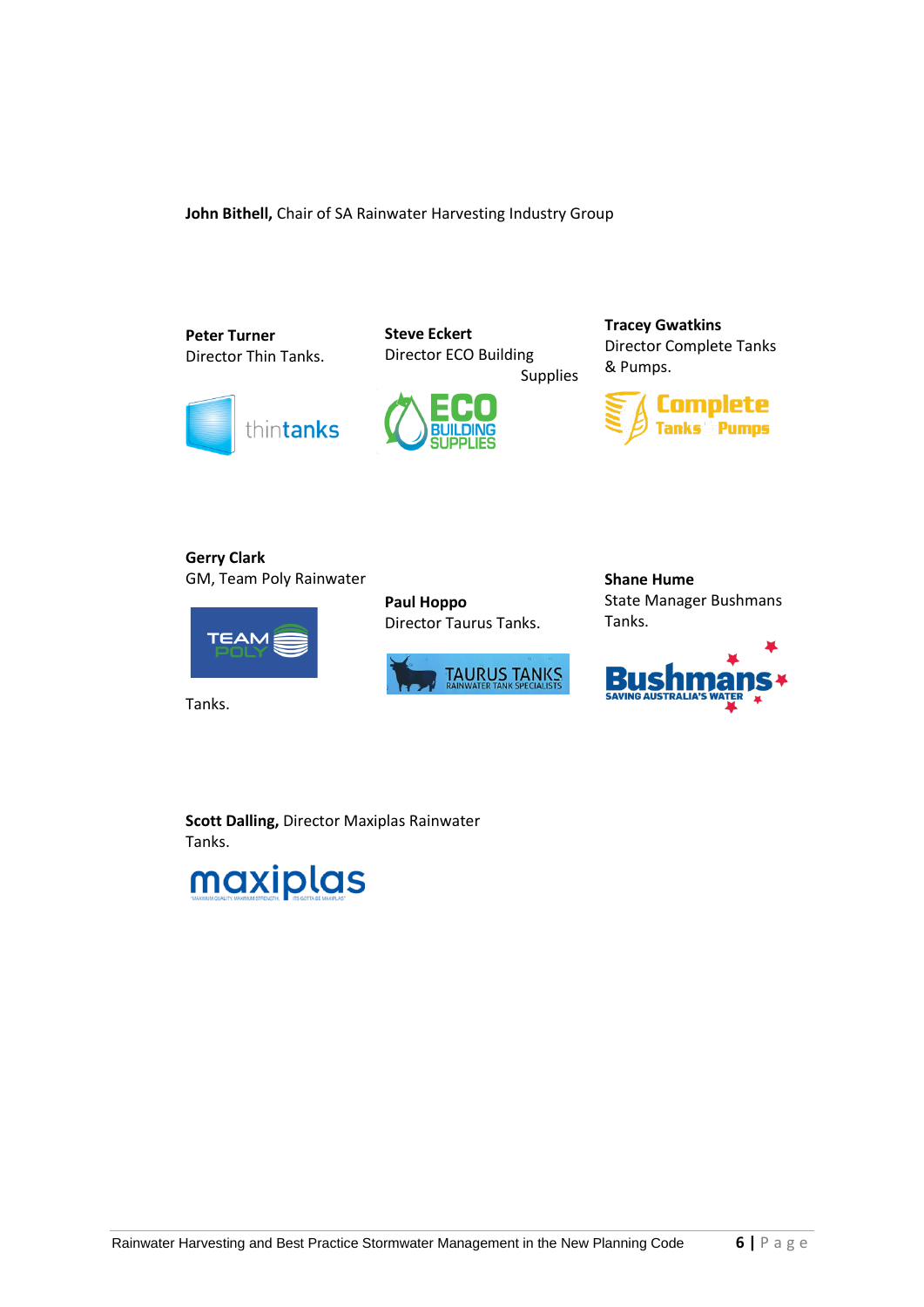**John Bithell,** Chair of SA Rainwater Harvesting Industry Group

**Peter Turner**
Director Thin Tanks.

thintanks

**Steve Eckert**
Director ECO Building Supplies

ECO BUILDING SUPPLIES

**Tracey Gwatkins**
Director Complete Tanks & Pumps.

Complete Tanks Pumps

**Gerry Clark**
GM, Team Poly Rainwater Tanks.

TEAM POLY

**Paul Hoppo**
Director Taurus Tanks.

TAURUS TANKS RAINWATER TANK SPECIALISTS

**Shane Hume**
State Manager Bushmans Tanks.

Bushmans SAVING AUSTRALIA'S WATER

**Scott Dalling,** Director Maxiplas Rainwater Tanks.

maxiplas